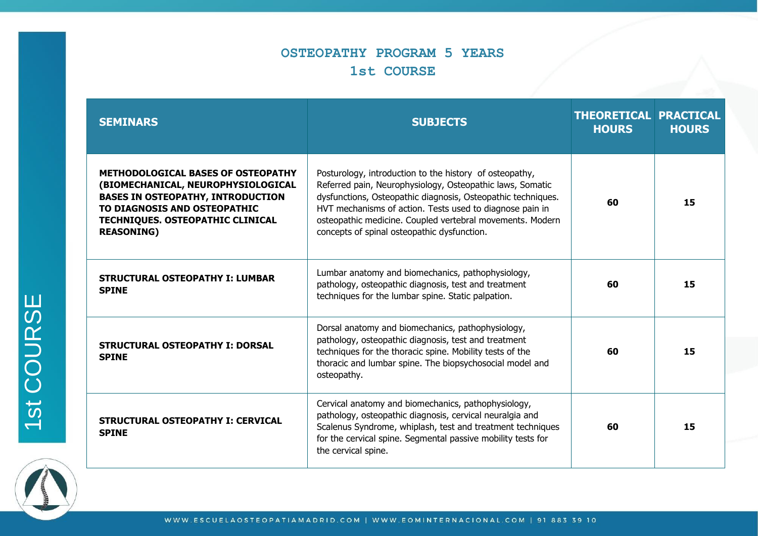# OSTEOPATHY PROGRAM 5 YEARS

## 1st COURSE

| SEMINARS | SUBJECTS | THEORETICAL HOURS | PRACTICAL HOURS |
|---|---|---|---|
| **METHODOLOGICAL BASES OF OSTEOPATHY (BIOMECHANICAL, NEUROPHYSIOLOGICAL BASES IN OSTEOPATHY, INTRODUCTION TO DIAGNOSIS AND OSTEOPATHIC TECHNIQUES. OSTEOPATHIC CLINICAL REASONING)** | Posturology, introduction to the history of osteopathy, Referred pain, Neurophysiology, Osteopathic laws, Somatic dysfunctions, Osteopathic diagnosis, Osteopathic techniques. HVT mechanisms of action. Tests used to diagnose pain in osteopathic medicine. Coupled vertebral movements. Modern concepts of spinal osteopathic dysfunction. | **60** | **15** |
| **STRUCTURAL OSTEOPATHY I: LUMBAR SPINE** | Lumbar anatomy and biomechanics, pathophysiology, pathology, osteopathic diagnosis, test and treatment techniques for the lumbar spine. Static palpation. | **60** | **15** |
| **STRUCTURAL OSTEOPATHY I: DORSAL SPINE** | Dorsal anatomy and biomechanics, pathophysiology, pathology, osteopathic diagnosis, test and treatment techniques for the thoracic spine. Mobility tests of the thoracic and lumbar spine. The biopsychosocial model and osteopathy. | **60** | **15** |
| **STRUCTURAL OSTEOPATHY I: CERVICAL SPINE** | Cervical anatomy and biomechanics, pathophysiology, pathology, osteopathic diagnosis, cervical neuralgia and Scalenus Syndrome, whiplash, test and treatment techniques for the cervical spine. Segmental passive mobility tests for the cervical spine. | **60** | **15** |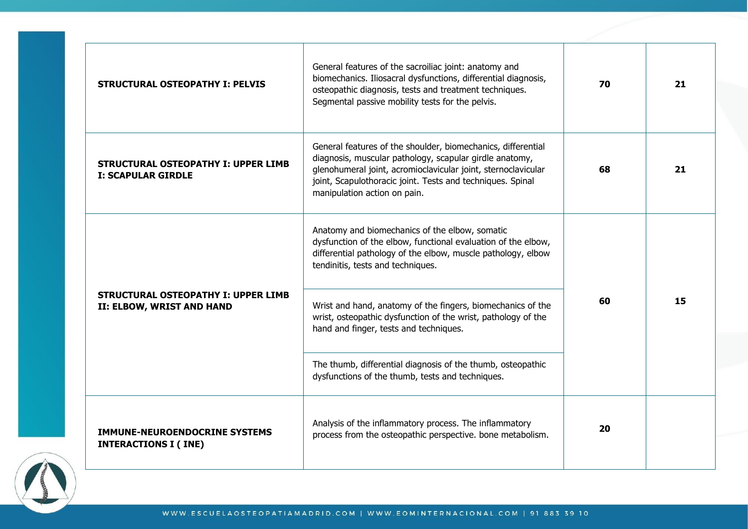| | | | |
|---|---|---|---|
| **STRUCTURAL OSTEOPATHY I: PELVIS** | General features of the sacroiliac joint: anatomy and biomechanics. Iliosacral dysfunctions, differential diagnosis, osteopathic diagnosis, tests and treatment techniques. Segmental passive mobility tests for the pelvis. | **70** | **21** |
| **STRUCTURAL OSTEOPATHY I: UPPER LIMB I: SCAPULAR GIRDLE** | General features of the shoulder, biomechanics, differential diagnosis, muscular pathology, scapular girdle anatomy, glenohumeral joint, acromioclavicular joint, sternoclavicular joint, Scapulothoracic joint. Tests and techniques. Spinal manipulation action on pain. | **68** | **21** |
| **STRUCTURAL OSTEOPATHY I: UPPER LIMB II: ELBOW, WRIST AND HAND** | Anatomy and biomechanics of the elbow, somatic dysfunction of the elbow, functional evaluation of the elbow, differential pathology of the elbow, muscle pathology, elbow tendinitis, tests and techniques. | **60** | **15** |
| | Wrist and hand, anatomy of the fingers, biomechanics of the wrist, osteopathic dysfunction of the wrist, pathology of the hand and finger, tests and techniques. | | |
| | The thumb, differential diagnosis of the thumb, osteopathic dysfunctions of the thumb, tests and techniques. | | |
| **IMMUNE-NEUROENDOCRINE SYSTEMS INTERACTIONS I ( INE)** | Analysis of the inflammatory process. The inflammatory process from the osteopathic perspective. bone metabolism. | **20** | |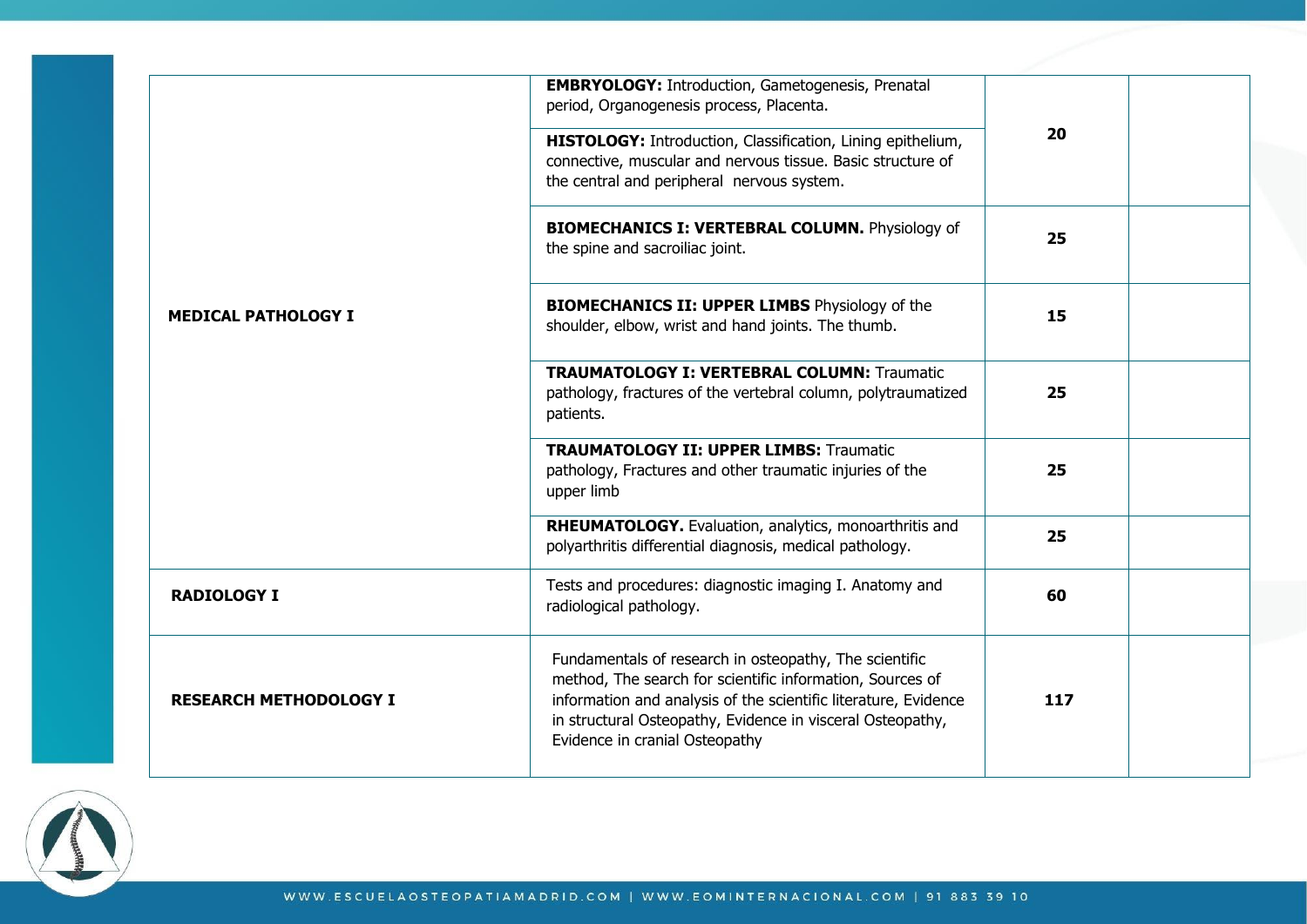| | | | |
|---|---|---|---|
| **MEDICAL PATHOLOGY I** | **EMBRYOLOGY:** Introduction, Gametogenesis, Prenatal period, Organogenesis process, Placenta.<br>**HISTOLOGY:** Introduction, Classification, Lining epithelium, connective, muscular and nervous tissue. Basic structure of the central and peripheral nervous system. | **20** | |
| | **BIOMECHANICS I: VERTEBRAL COLUMN.** Physiology of the spine and sacroiliac joint. | **25** | |
| | **BIOMECHANICS II: UPPER LIMBS** Physiology of the shoulder, elbow, wrist and hand joints. The thumb. | **15** | |
| | **TRAUMATOLOGY I: VERTEBRAL COLUMN:** Traumatic pathology, fractures of the vertebral column, polytraumatized patients. | **25** | |
| | **TRAUMATOLOGY II: UPPER LIMBS:** Traumatic pathology, Fractures and other traumatic injuries of the upper limb | **25** | |
| | **RHEUMATOLOGY.** Evaluation, analytics, monoarthritis and polyarthritis differential diagnosis, medical pathology. | **25** | |
| **RADIOLOGY I** | Tests and procedures: diagnostic imaging I. Anatomy and radiological pathology. | **60** | |
| **RESEARCH METHODOLOGY I** | Fundamentals of research in osteopathy, The scientific method, The search for scientific information, Sources of information and analysis of the scientific literature, Evidence in structural Osteopathy, Evidence in visceral Osteopathy, Evidence in cranial Osteopathy | **117** | |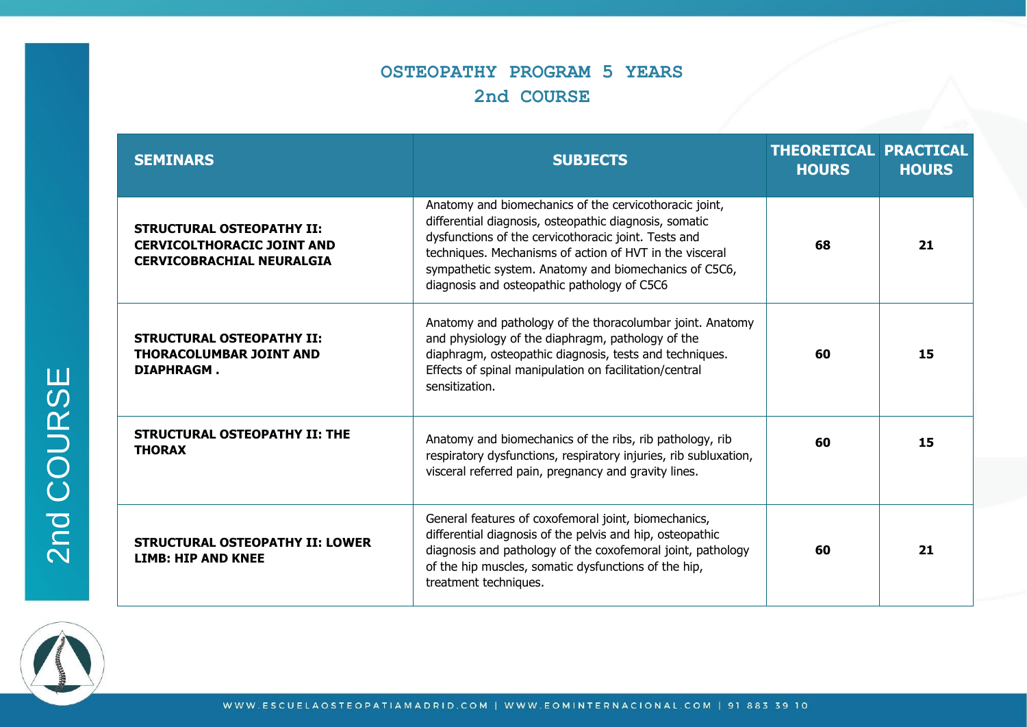# OSTEOPATHY PROGRAM 5 YEARS

## 2nd COURSE

| SEMINARS | SUBJECTS | THEORETICAL HOURS | PRACTICAL HOURS |
|---|---|---|---|
| **STRUCTURAL OSTEOPATHY II: CERVICOLTHORACIC JOINT AND CERVICOBRACHIAL NEURALGIA** | Anatomy and biomechanics of the cervicothoracic joint, differential diagnosis, osteopathic diagnosis, somatic dysfunctions of the cervicothoracic joint. Tests and techniques. Mechanisms of action of HVT in the visceral sympathetic system. Anatomy and biomechanics of C5C6, diagnosis and osteopathic pathology of C5C6 | **68** | **21** |
| **STRUCTURAL OSTEOPATHY II: THORACOLUMBAR JOINT AND DIAPHRAGM .** | Anatomy and pathology of the thoracolumbar joint. Anatomy and physiology of the diaphragm, pathology of the diaphragm, osteopathic diagnosis, tests and techniques. Effects of spinal manipulation on facilitation/central sensitization. | **60** | **15** |
| **STRUCTURAL OSTEOPATHY II: THE THORAX** | Anatomy and biomechanics of the ribs, rib pathology, rib respiratory dysfunctions, respiratory injuries, rib subluxation, visceral referred pain, pregnancy and gravity lines. | **60** | **15** |
| **STRUCTURAL OSTEOPATHY II: LOWER LIMB: HIP AND KNEE** | General features of coxofemoral joint, biomechanics, differential diagnosis of the pelvis and hip, osteopathic diagnosis and pathology of the coxofemoral joint, pathology of the hip muscles, somatic dysfunctions of the hip, treatment techniques. | **60** | **21** |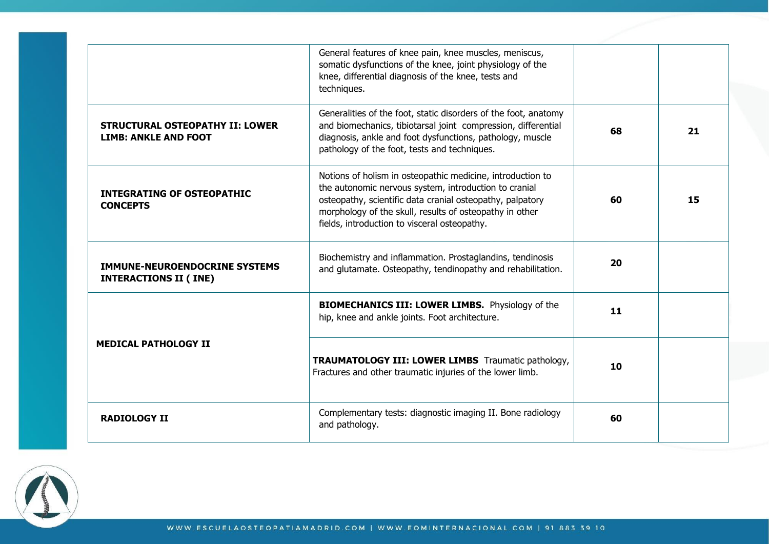| | | | |
|---|---|---|---|
| | General features of knee pain, knee muscles, meniscus, somatic dysfunctions of the knee, joint physiology of the knee, differential diagnosis of the knee, tests and techniques. | | |
| **STRUCTURAL OSTEOPATHY II: LOWER LIMB: ANKLE AND FOOT** | Generalities of the foot, static disorders of the foot, anatomy and biomechanics, tibiotarsal joint compression, differential diagnosis, ankle and foot dysfunctions, pathology, muscle pathology of the foot, tests and techniques. | **68** | **21** |
| **INTEGRATING OF OSTEOPATHIC CONCEPTS** | Notions of holism in osteopathic medicine, introduction to the autonomic nervous system, introduction to cranial osteopathy, scientific data cranial osteopathy, palpatory morphology of the skull, results of osteopathy in other fields, introduction to visceral osteopathy. | **60** | **15** |
| **IMMUNE-NEUROENDOCRINE SYSTEMS INTERACTIONS II ( INE)** | Biochemistry and inflammation. Prostaglandins, tendinosis and glutamate. Osteopathy, tendinopathy and rehabilitation. | **20** | |
| **MEDICAL PATHOLOGY II** | **BIOMECHANICS III: LOWER LIMBS.** Physiology of the hip, knee and ankle joints. Foot architecture. | **11** | |
| | **TRAUMATOLOGY III: LOWER LIMBS** Traumatic pathology, Fractures and other traumatic injuries of the lower limb. | **10** | |
| **RADIOLOGY II** | Complementary tests: diagnostic imaging II. Bone radiology and pathology. | **60** | |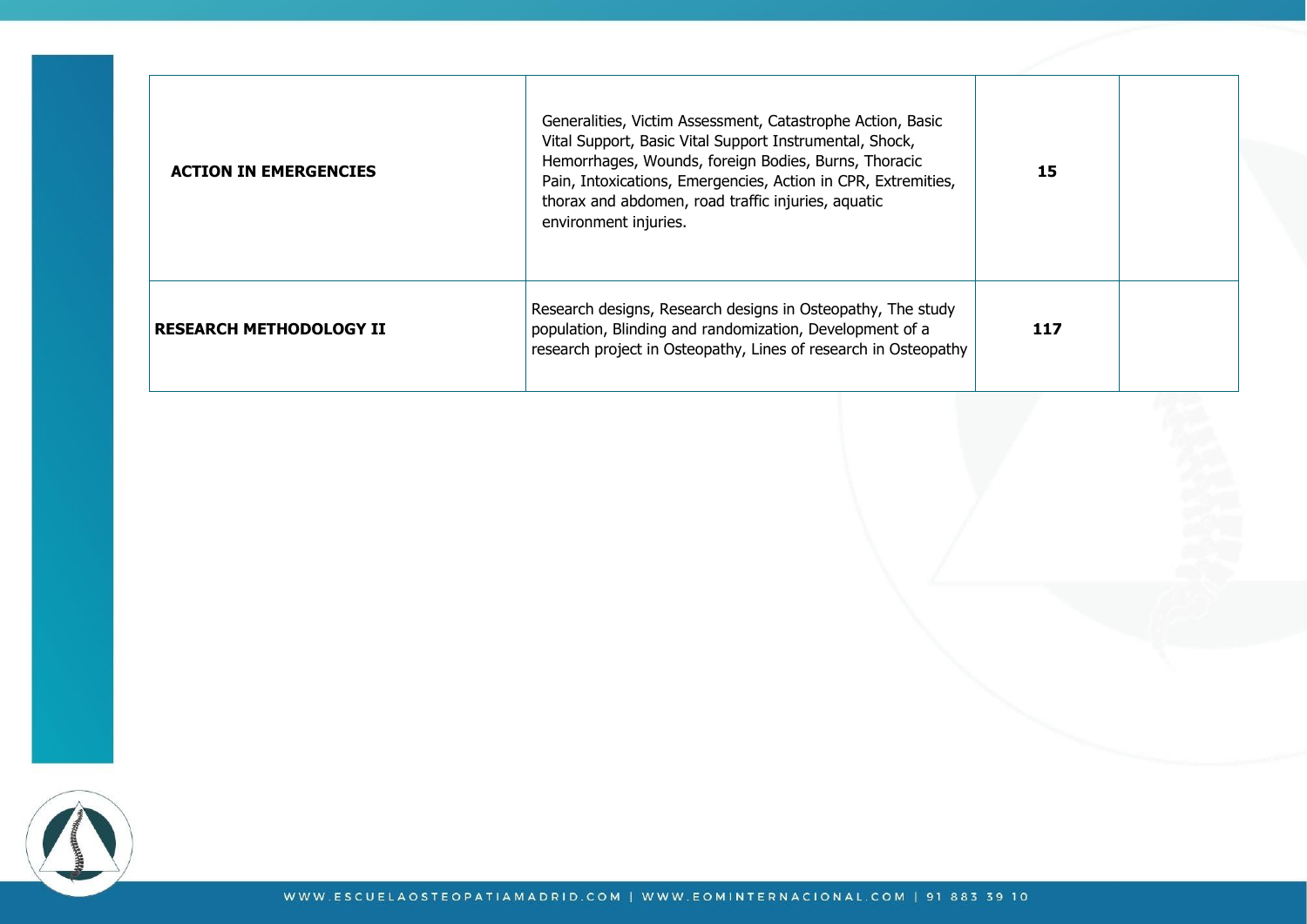| | | | |
|---|---|---|---|
| **ACTION IN EMERGENCIES** | Generalities, Victim Assessment, Catastrophe Action, Basic Vital Support, Basic Vital Support Instrumental, Shock, Hemorrhages, Wounds, foreign Bodies, Burns, Thoracic Pain, Intoxications, Emergencies, Action in CPR, Extremities, thorax and abdomen, road traffic injuries, aquatic environment injuries. | **15** | |
| **RESEARCH METHODOLOGY II** | Research designs, Research designs in Osteopathy, The study population, Blinding and randomization, Development of a research project in Osteopathy, Lines of research in Osteopathy | **117** | |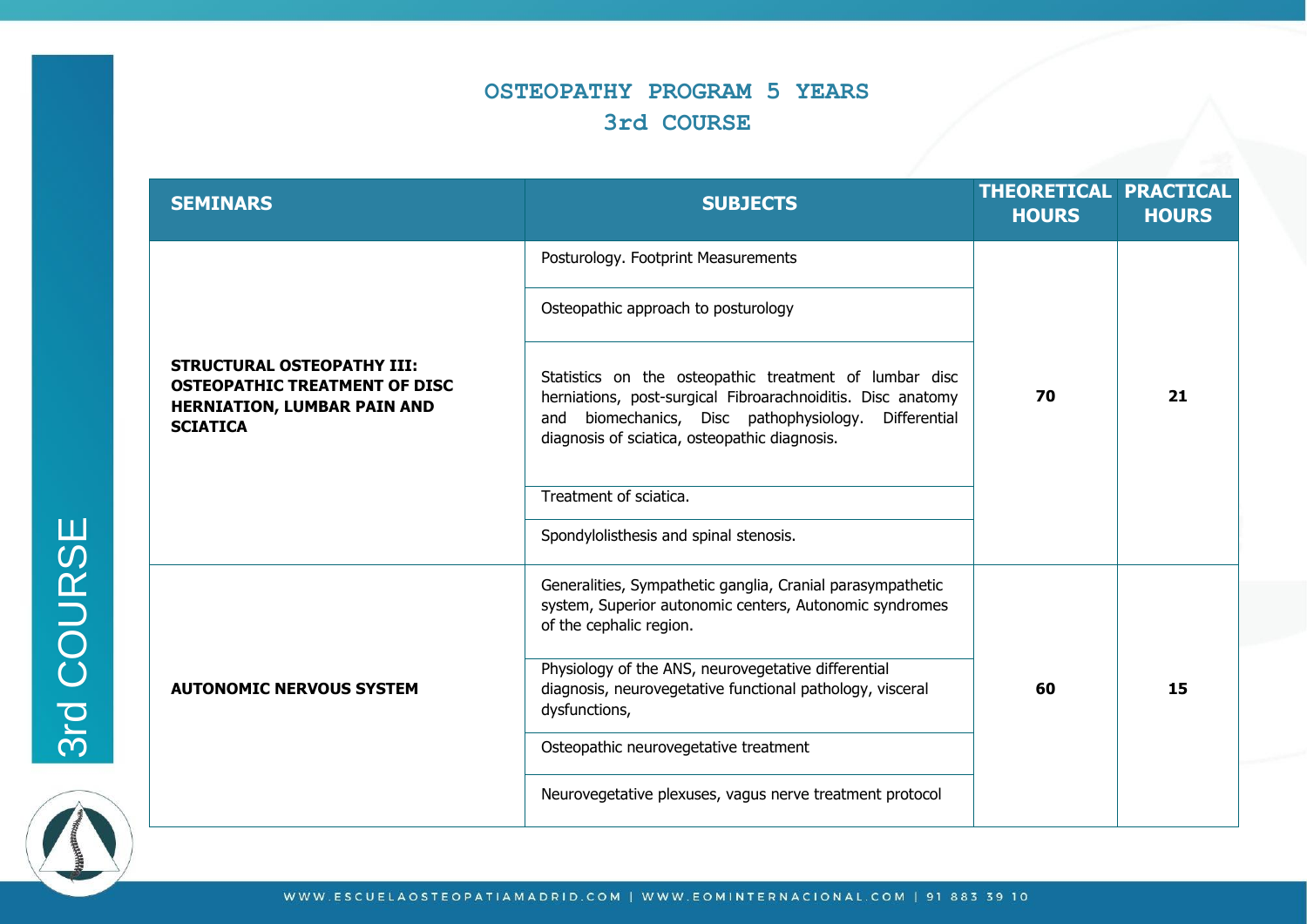# OSTEOPATHY PROGRAM 5 YEARS

## 3rd COURSE

| SEMINARS | SUBJECTS | THEORETICAL HOURS | PRACTICAL HOURS |
|---|---|---|---|
| **STRUCTURAL OSTEOPATHY III: OSTEOPATHIC TREATMENT OF DISC HERNIATION, LUMBAR PAIN AND SCIATICA** | Posturology. Footprint Measurements | 70 | 21 |
| | Osteopathic approach to posturology | | |
| | Statistics on the osteopathic treatment of lumbar disc herniations, post-surgical Fibroarachnoiditis. Disc anatomy and biomechanics, Disc pathophysiology. Differential diagnosis of sciatica, osteopathic diagnosis. | | |
| | Treatment of sciatica. | | |
| | Spondylolisthesis and spinal stenosis. | | |
| **AUTONOMIC NERVOUS SYSTEM** | Generalities, Sympathetic ganglia, Cranial parasympathetic system, Superior autonomic centers, Autonomic syndromes of the cephalic region. | 60 | 15 |
| | Physiology of the ANS, neurovegetative differential diagnosis, neurovegetative functional pathology, visceral dysfunctions, | | |
| | Osteopathic neurovegetative treatment | | |
| | Neurovegetative plexuses, vagus nerve treatment protocol | | |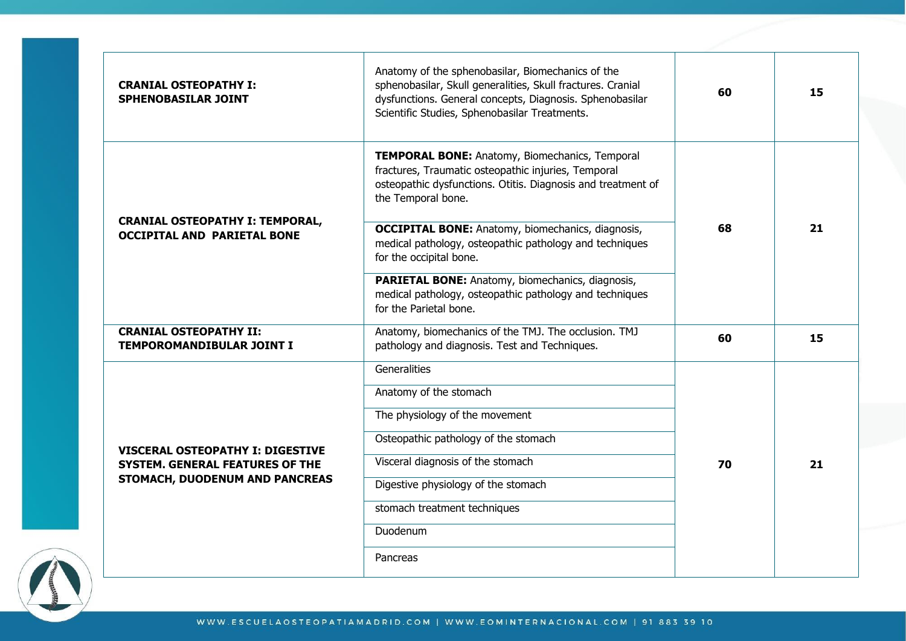| | | | |
|---|---|---|---|
| **CRANIAL OSTEOPATHY I: SPHENOBASILAR JOINT** | Anatomy of the sphenobasilar, Biomechanics of the sphenobasilar, Skull generalities, Skull fractures. Cranial dysfunctions. General concepts, Diagnosis. Sphenobasilar Scientific Studies, Sphenobasilar Treatments. | **60** | **15** |
| **CRANIAL OSTEOPATHY I: TEMPORAL, OCCIPITAL AND PARIETAL BONE** | **TEMPORAL BONE:** Anatomy, Biomechanics, Temporal fractures, Traumatic osteopathic injuries, Temporal osteopathic dysfunctions. Otitis. Diagnosis and treatment of the Temporal bone. | **68** | **21** |
| | **OCCIPITAL BONE:** Anatomy, biomechanics, diagnosis, medical pathology, osteopathic pathology and techniques for the occipital bone. | | |
| | **PARIETAL BONE:** Anatomy, biomechanics, diagnosis, medical pathology, osteopathic pathology and techniques for the Parietal bone. | | |
| **CRANIAL OSTEOPATHY II: TEMPOROMANDIBULAR JOINT I** | Anatomy, biomechanics of the TMJ. The occlusion. TMJ pathology and diagnosis. Test and Techniques. | **60** | **15** |
| **VISCERAL OSTEOPATHY I: DIGESTIVE SYSTEM. GENERAL FEATURES OF THE STOMACH, DUODENUM AND PANCREAS** | Generalities | **70** | **21** |
| | Anatomy of the stomach | | |
| | The physiology of the movement | | |
| | Osteopathic pathology of the stomach | | |
| | Visceral diagnosis of the stomach | | |
| | Digestive physiology of the stomach | | |
| | stomach treatment techniques | | |
| | Duodenum | | |
| | Pancreas | | |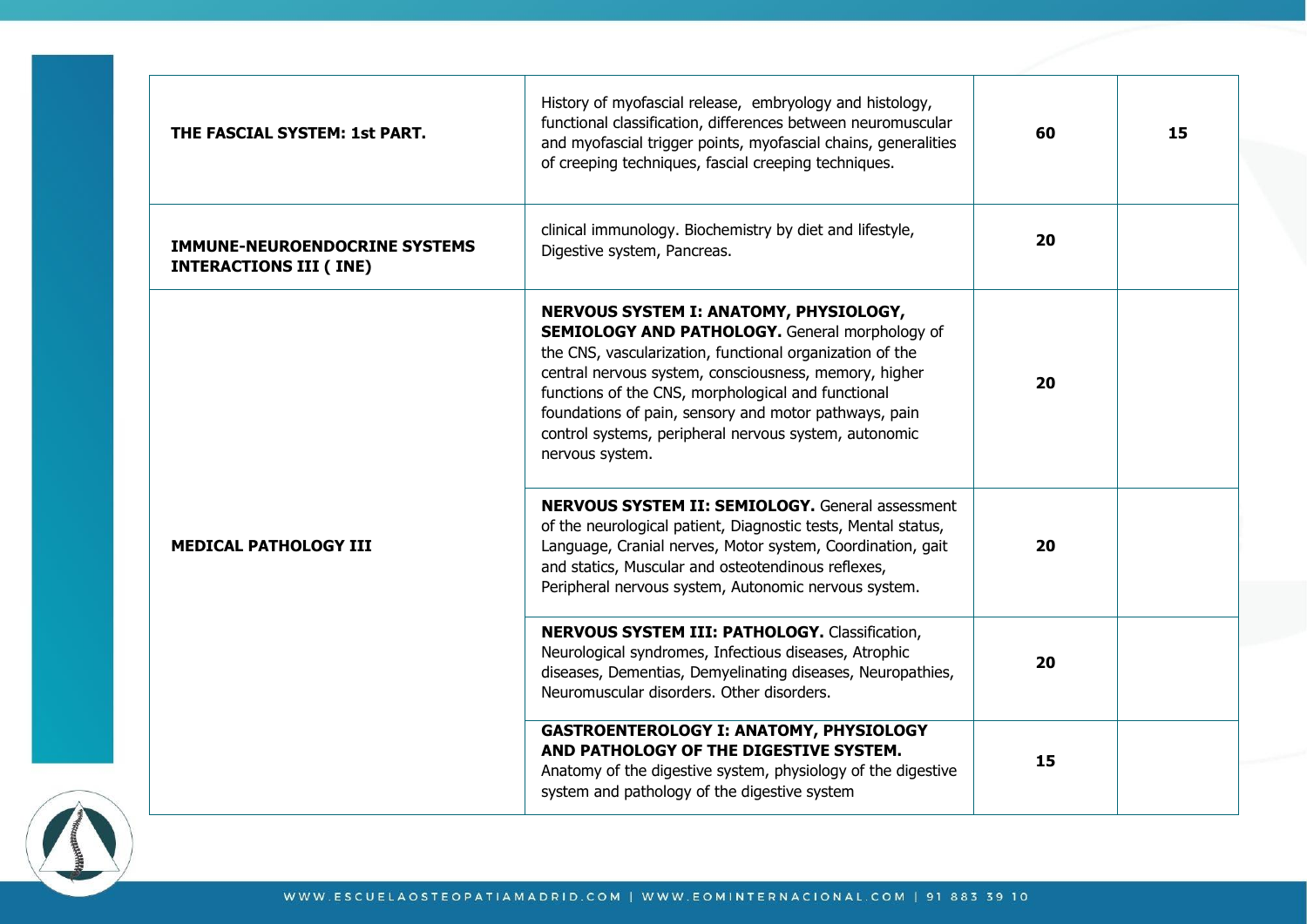| | | | |
|---|---|---|---|
| **THE FASCIAL SYSTEM: 1st PART.** | History of myofascial release, embryology and histology, functional classification, differences between neuromuscular and myofascial trigger points, myofascial chains, generalities of creeping techniques, fascial creeping techniques. | **60** | **15** |
| **IMMUNE-NEUROENDOCRINE SYSTEMS INTERACTIONS III ( INE)** | clinical immunology. Biochemistry by diet and lifestyle, Digestive system, Pancreas. | **20** | |
| **MEDICAL PATHOLOGY III** | **NERVOUS SYSTEM I: ANATOMY, PHYSIOLOGY, SEMIOLOGY AND PATHOLOGY.** General morphology of the CNS, vascularization, functional organization of the central nervous system, consciousness, memory, higher functions of the CNS, morphological and functional foundations of pain, sensory and motor pathways, pain control systems, peripheral nervous system, autonomic nervous system. | **20** | |
| | **NERVOUS SYSTEM II: SEMIOLOGY.** General assessment of the neurological patient, Diagnostic tests, Mental status, Language, Cranial nerves, Motor system, Coordination, gait and statics, Muscular and osteotendinous reflexes, Peripheral nervous system, Autonomic nervous system. | **20** | |
| | **NERVOUS SYSTEM III: PATHOLOGY.** Classification, Neurological syndromes, Infectious diseases, Atrophic diseases, Dementias, Demyelinating diseases, Neuropathies, Neuromuscular disorders. Other disorders. | **20** | |
| | **GASTROENTEROLOGY I: ANATOMY, PHYSIOLOGY AND PATHOLOGY OF THE DIGESTIVE SYSTEM.** Anatomy of the digestive system, physiology of the digestive system and pathology of the digestive system | **15** | |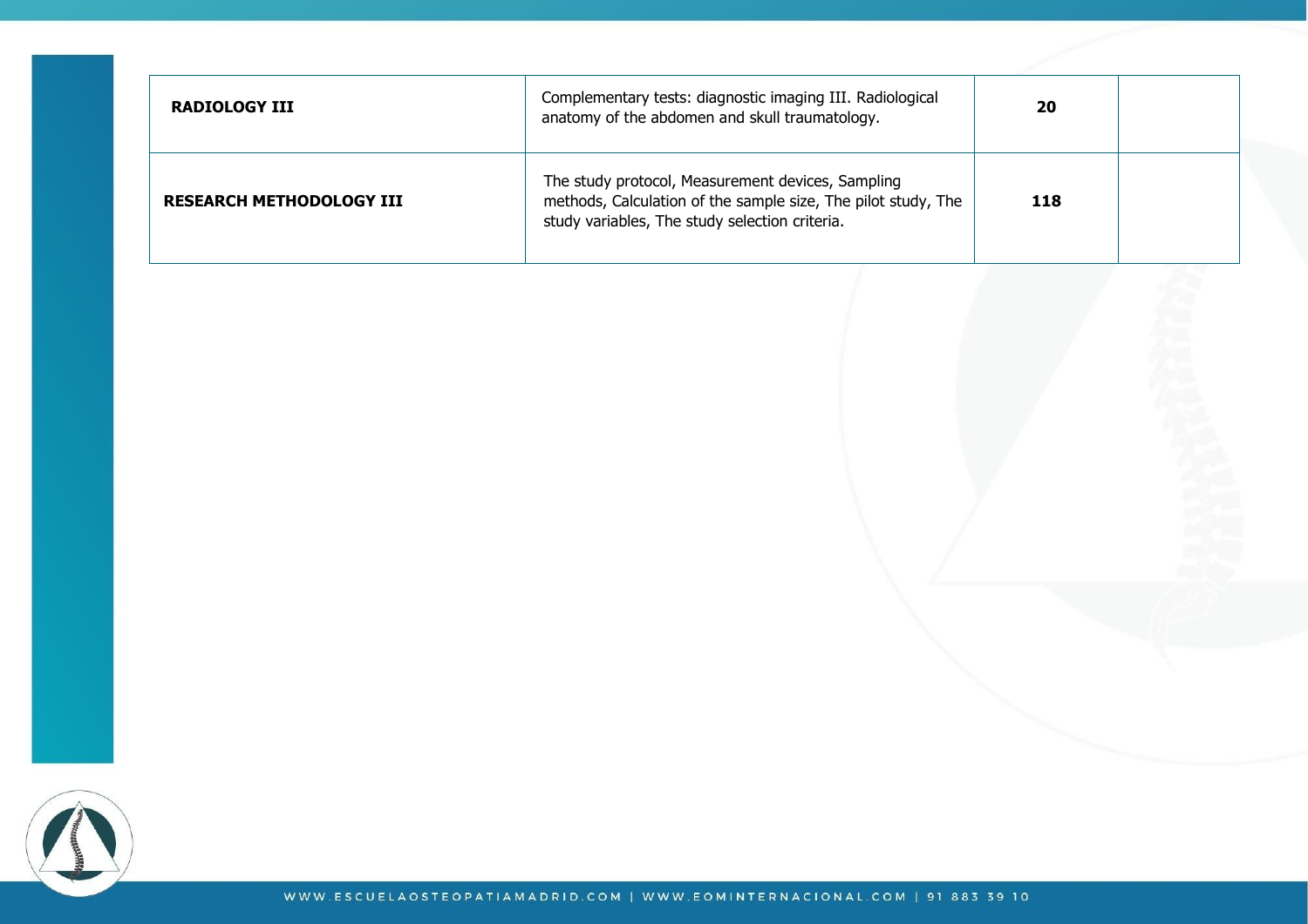| | | | |
|---|---|---|---|
| **RADIOLOGY III** | Complementary tests: diagnostic imaging III. Radiological anatomy of the abdomen and skull traumatology. | **20** | |
| **RESEARCH METHODOLOGY III** | The study protocol, Measurement devices, Sampling methods, Calculation of the sample size, The pilot study, The study variables, The study selection criteria. | **118** | |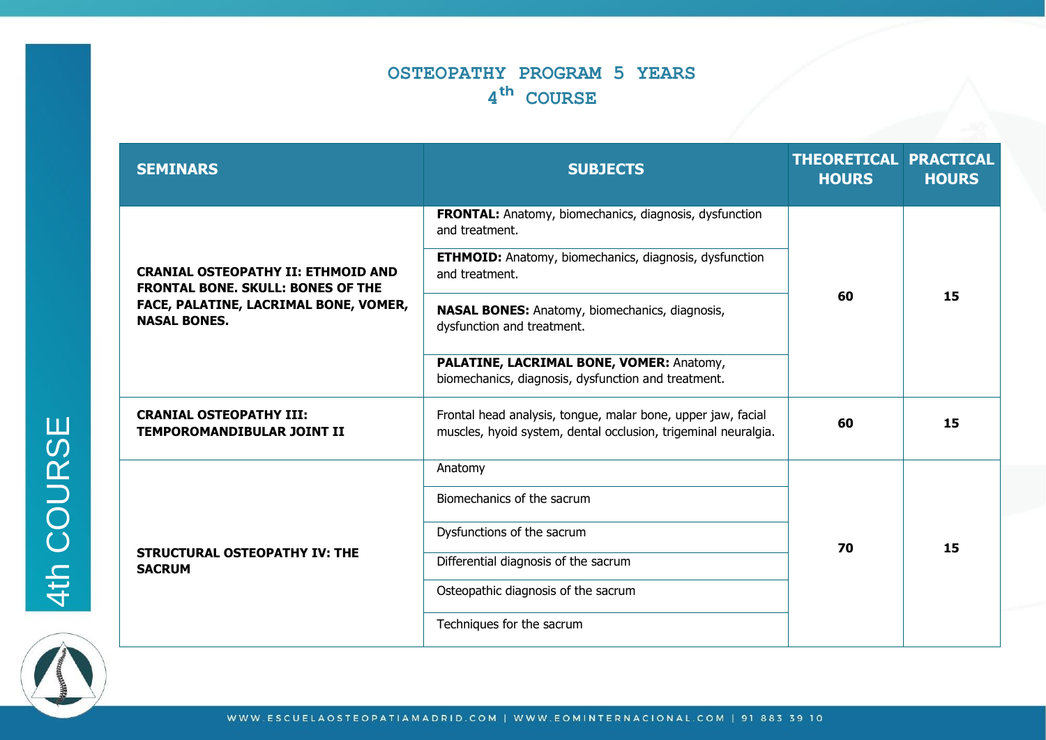# OSTEOPATHY PROGRAM 5 YEARS

## 4th COURSE

| SEMINARS | SUBJECTS | THEORETICAL HOURS | PRACTICAL HOURS |
| --- | --- | --- | --- |
| **CRANIAL OSTEOPATHY II: ETHMOID AND FRONTAL BONE. SKULL: BONES OF THE FACE, PALATINE, LACRIMAL BONE, VOMER, NASAL BONES.** | **FRONTAL:** Anatomy, biomechanics, diagnosis, dysfunction and treatment. | **60** | **15** |
| | **ETHMOID:** Anatomy, biomechanics, diagnosis, dysfunction and treatment. | | |
| | **NASAL BONES:** Anatomy, biomechanics, diagnosis, dysfunction and treatment. | | |
| | **PALATINE, LACRIMAL BONE, VOMER:** Anatomy, biomechanics, diagnosis, dysfunction and treatment. | | |
| **CRANIAL OSTEOPATHY III: TEMPOROMANDIBULAR JOINT II** | Frontal head analysis, tongue, malar bone, upper jaw, facial muscles, hyoid system, dental occlusion, trigeminal neuralgia. | **60** | **15** |
| **STRUCTURAL OSTEOPATHY IV: THE SACRUM** | Anatomy | **70** | **15** |
| | Biomechanics of the sacrum | | |
| | Dysfunctions of the sacrum | | |
| | Differential diagnosis of the sacrum | | |
| | Osteopathic diagnosis of the sacrum | | |
| | Techniques for the sacrum | | |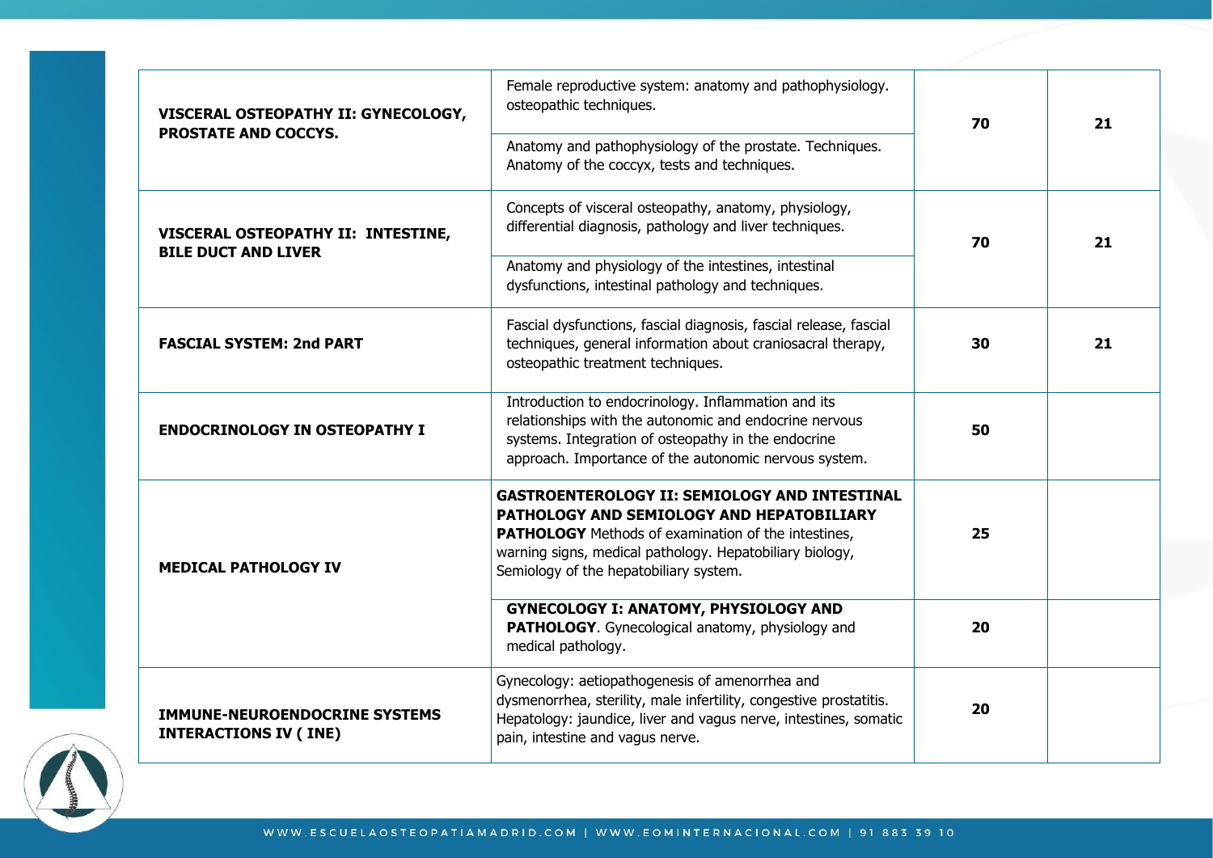| | | | |
|---|---|---|---|
| **VISCERAL OSTEOPATHY II: GYNECOLOGY, PROSTATE AND COCCYS.** | Female reproductive system: anatomy and pathophysiology. osteopathic techniques. | **70** | **21** |
| | Anatomy and pathophysiology of the prostate. Techniques. Anatomy of the coccyx, tests and techniques. | | |
| **VISCERAL OSTEOPATHY II: INTESTINE, BILE DUCT AND LIVER** | Concepts of visceral osteopathy, anatomy, physiology, differential diagnosis, pathology and liver techniques. | **70** | **21** |
| | Anatomy and physiology of the intestines, intestinal dysfunctions, intestinal pathology and techniques. | | |
| **FASCIAL SYSTEM: 2nd PART** | Fascial dysfunctions, fascial diagnosis, fascial release, fascial techniques, general information about craniosacral therapy, osteopathic treatment techniques. | **30** | **21** |
| **ENDOCRINOLOGY IN OSTEOPATHY I** | Introduction to endocrinology. Inflammation and its relationships with the autonomic and endocrine nervous systems. Integration of osteopathy in the endocrine approach. Importance of the autonomic nervous system. | **50** | |
| **MEDICAL PATHOLOGY IV** | **GASTROENTEROLOGY II: SEMIOLOGY AND INTESTINAL PATHOLOGY AND SEMIOLOGY AND HEPATOBILIARY PATHOLOGY** Methods of examination of the intestines, warning signs, medical pathology. Hepatobiliary biology, Semiology of the hepatobiliary system. | **25** | |
| | **GYNECOLOGY I: ANATOMY, PHYSIOLOGY AND PATHOLOGY**. Gynecological anatomy, physiology and medical pathology. | **20** | |
| **IMMUNE-NEUROENDOCRINE SYSTEMS INTERACTIONS IV ( INE)** | Gynecology: aetiopathogenesis of amenorrhea and dysmenorrhea, sterility, male infertility, congestive prostatitis. Hepatology: jaundice, liver and vagus nerve, intestines, somatic pain, intestine and vagus nerve. | **20** | |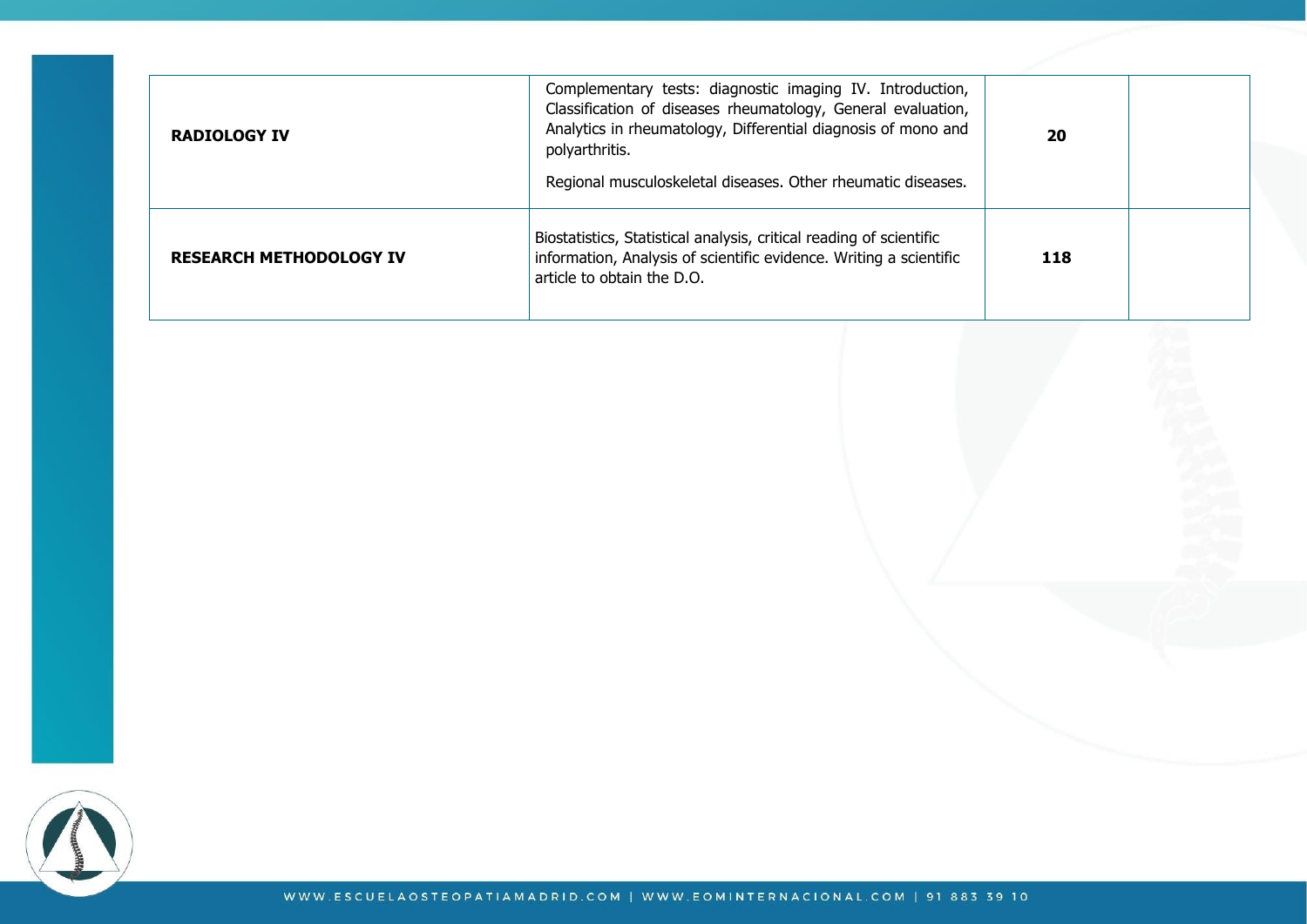| | | | |
|---|---|---|---|
| **RADIOLOGY IV** | Complementary tests: diagnostic imaging IV. Introduction, Classification of diseases rheumatology, General evaluation, Analytics in rheumatology, Differential diagnosis of mono and polyarthritis.<br><br>Regional musculoskeletal diseases. Other rheumatic diseases. | **20** | |
| **RESEARCH METHODOLOGY IV** | Biostatistics, Statistical analysis, critical reading of scientific information, Analysis of scientific evidence. Writing a scientific article to obtain the D.O. | **118** | |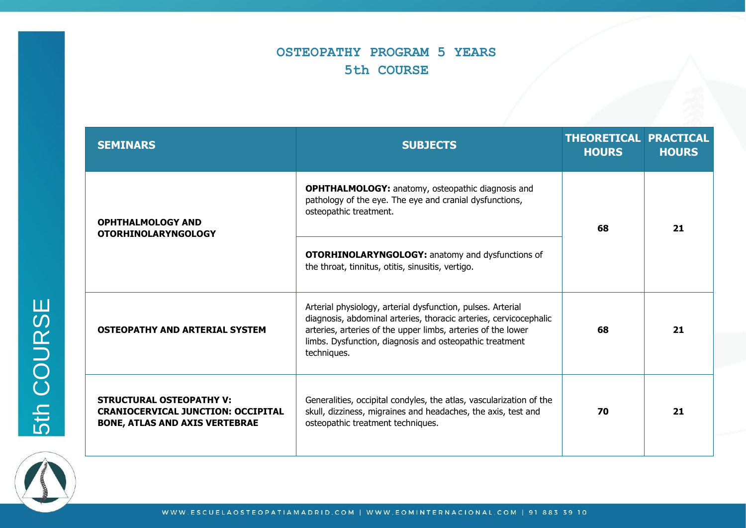# OSTEOPATHY PROGRAM 5 YEARS

## 5th COURSE

| SEMINARS | SUBJECTS | THEORETICAL HOURS | PRACTICAL HOURS |
|---|---|---|---|
| **OPHTHALMOLOGY AND OTORHINOLARYNGOLOGY** | **OPHTHALMOLOGY:** anatomy, osteopathic diagnosis and pathology of the eye. The eye and cranial dysfunctions, osteopathic treatment. **OTORHINOLARYNGOLOGY:** anatomy and dysfunctions of the throat, tinnitus, otitis, sinusitis, vertigo. | **68** | **21** |
| **OSTEOPATHY AND ARTERIAL SYSTEM** | Arterial physiology, arterial dysfunction, pulses. Arterial diagnosis, abdominal arteries, thoracic arteries, cervicocephalic arteries, arteries of the upper limbs, arteries of the lower limbs. Dysfunction, diagnosis and osteopathic treatment techniques. | **68** | **21** |
| **STRUCTURAL OSTEOPATHY V: CRANIOCERVICAL JUNCTION: OCCIPITAL BONE, ATLAS AND AXIS VERTEBRAE** | Generalities, occipital condyles, the atlas, vascularization of the skull, dizziness, migraines and headaches, the axis, test and osteopathic treatment techniques. | **70** | **21** |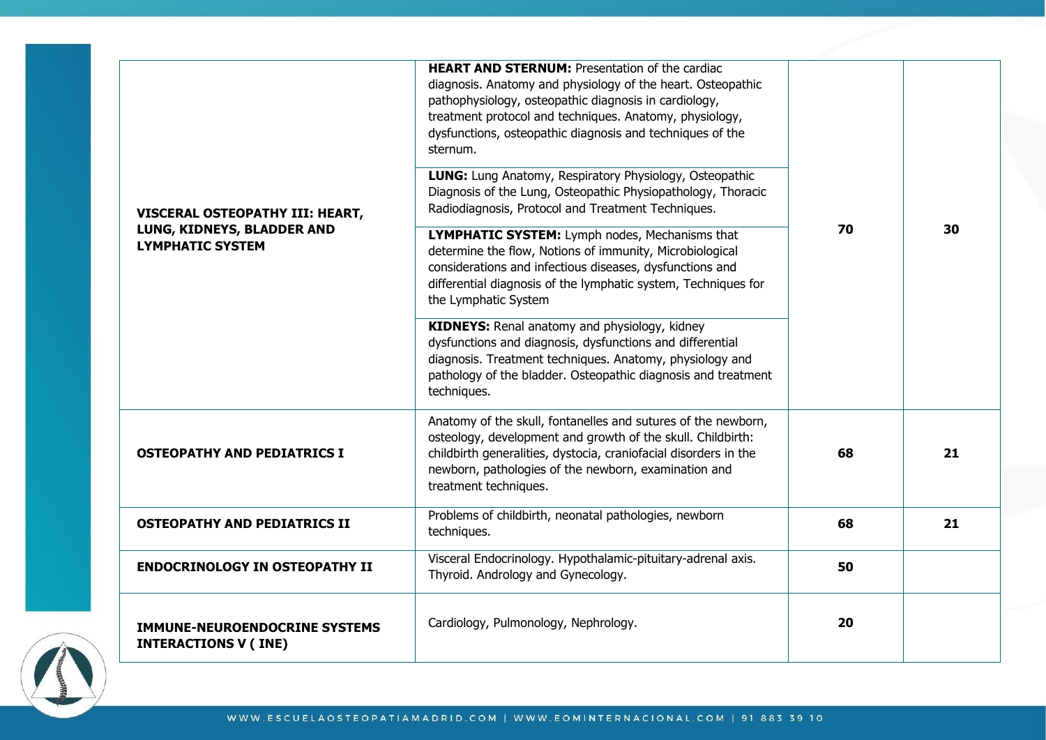| | | | |
|---|---|---|---|
| **VISCERAL OSTEOPATHY III: HEART, LUNG, KIDNEYS, BLADDER AND LYMPHATIC SYSTEM** | **HEART AND STERNUM:** Presentation of the cardiac diagnosis. Anatomy and physiology of the heart. Osteopathic pathophysiology, osteopathic diagnosis in cardiology, treatment protocol and techniques. Anatomy, physiology, dysfunctions, osteopathic diagnosis and techniques of the sternum. | **70** | **30** |
| | **LUNG:** Lung Anatomy, Respiratory Physiology, Osteopathic Diagnosis of the Lung, Osteopathic Physiopathology, Thoracic Radiodiagnosis, Protocol and Treatment Techniques. | | |
| | **LYMPHATIC SYSTEM:** Lymph nodes, Mechanisms that determine the flow, Notions of immunity, Microbiological considerations and infectious diseases, dysfunctions and differential diagnosis of the lymphatic system, Techniques for the Lymphatic System | | |
| | **KIDNEYS:** Renal anatomy and physiology, kidney dysfunctions and diagnosis, dysfunctions and differential diagnosis. Treatment techniques. Anatomy, physiology and pathology of the bladder. Osteopathic diagnosis and treatment techniques. | | |
| **OSTEOPATHY AND PEDIATRICS I** | Anatomy of the skull, fontanelles and sutures of the newborn, osteology, development and growth of the skull. Childbirth: childbirth generalities, dystocia, craniofacial disorders in the newborn, pathologies of the newborn, examination and treatment techniques. | **68** | **21** |
| **OSTEOPATHY AND PEDIATRICS II** | Problems of childbirth, neonatal pathologies, newborn techniques. | **68** | **21** |
| **ENDOCRINOLOGY IN OSTEOPATHY II** | Visceral Endocrinology. Hypothalamic-pituitary-adrenal axis. Thyroid. Andrology and Gynecology. | **50** | |
| **IMMUNE-NEUROENDOCRINE SYSTEMS INTERACTIONS V ( INE)** | Cardiology, Pulmonology, Nephrology. | **20** | |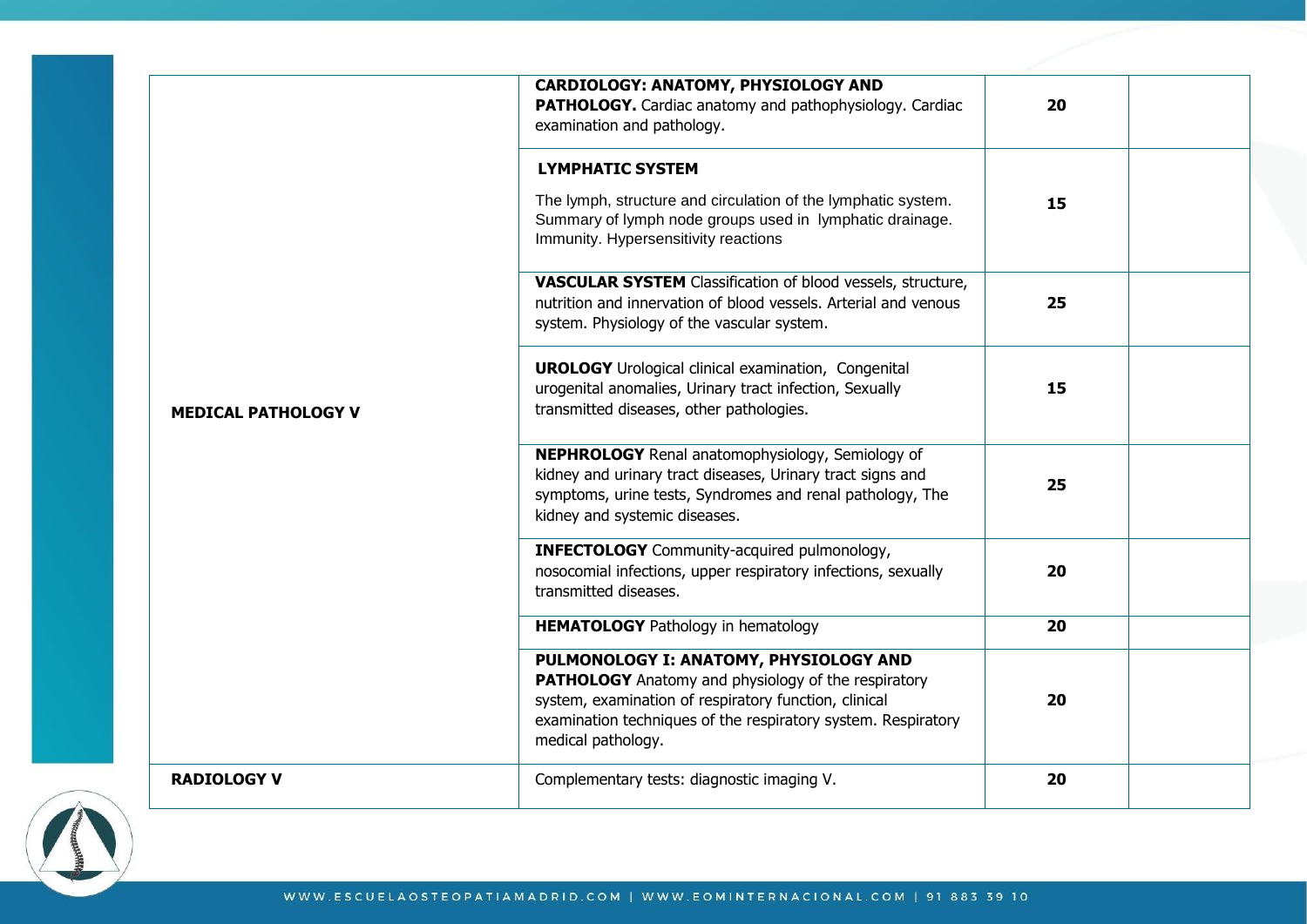| | | | |
|---|---|---|---|
| **MEDICAL PATHOLOGY V** | **CARDIOLOGY: ANATOMY, PHYSIOLOGY AND PATHOLOGY.** Cardiac anatomy and pathophysiology. Cardiac examination and pathology. | **20** | |
| | **LYMPHATIC SYSTEM** The lymph, structure and circulation of the lymphatic system. Summary of lymph node groups used in lymphatic drainage. Immunity. Hypersensitivity reactions | **15** | |
| | **VASCULAR SYSTEM** Classification of blood vessels, structure, nutrition and innervation of blood vessels. Arterial and venous system. Physiology of the vascular system. | **25** | |
| | **UROLOGY** Urological clinical examination, Congenital urogenital anomalies, Urinary tract infection, Sexually transmitted diseases, other pathologies. | **15** | |
| | **NEPHROLOGY** Renal anatomophysiology, Semiology of kidney and urinary tract diseases, Urinary tract signs and symptoms, urine tests, Syndromes and renal pathology, The kidney and systemic diseases. | **25** | |
| | **INFECTOLOGY** Community-acquired pulmonology, nosocomial infections, upper respiratory infections, sexually transmitted diseases. | **20** | |
| | **HEMATOLOGY** Pathology in hematology | **20** | |
| | **PULMONOLOGY I: ANATOMY, PHYSIOLOGY AND PATHOLOGY** Anatomy and physiology of the respiratory system, examination of respiratory function, clinical examination techniques of the respiratory system. Respiratory medical pathology. | **20** | |
| **RADIOLOGY V** | Complementary tests: diagnostic imaging V. | **20** | |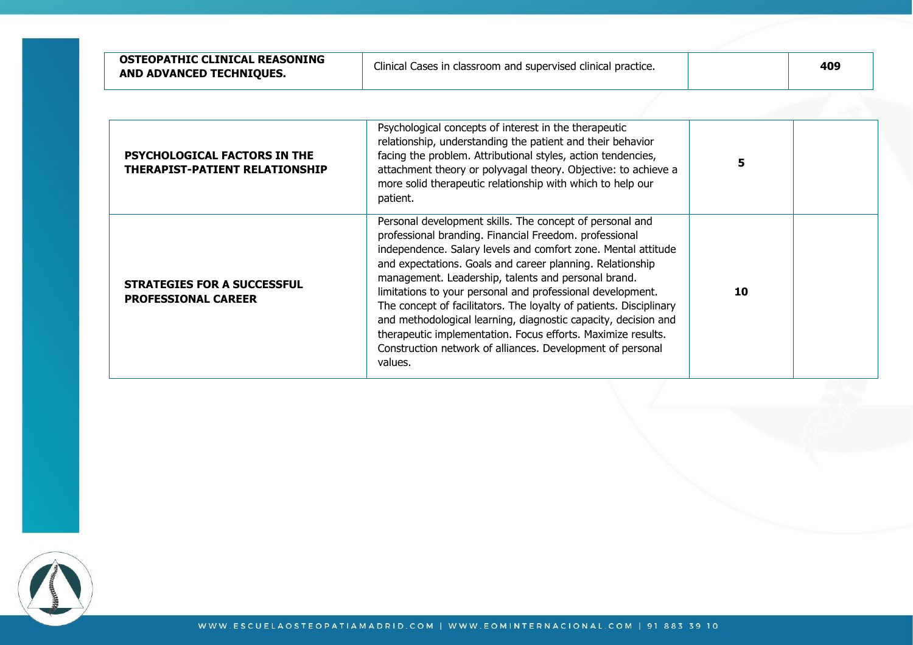| | | | |
|---|---|---|---|
| **OSTEOPATHIC CLINICAL REASONING AND ADVANCED TECHNIQUES.** | Clinical Cases in classroom and supervised clinical practice. | | **409** |

| | | | |
|---|---|---|---|
| **PSYCHOLOGICAL FACTORS IN THE THERAPIST-PATIENT RELATIONSHIP** | Psychological concepts of interest in the therapeutic relationship, understanding the patient and their behavior facing the problem. Attributional styles, action tendencies, attachment theory or polyvagal theory. Objective: to achieve a more solid therapeutic relationship with which to help our patient. | **5** | |
| **STRATEGIES FOR A SUCCESSFUL PROFESSIONAL CAREER** | Personal development skills. The concept of personal and professional branding. Financial Freedom. professional independence. Salary levels and comfort zone. Mental attitude and expectations. Goals and career planning. Relationship management. Leadership, talents and personal brand. limitations to your personal and professional development. The concept of facilitators. The loyalty of patients. Disciplinary and methodological learning, diagnostic capacity, decision and therapeutic implementation. Focus efforts. Maximize results. Construction network of alliances. Development of personal values. | **10** | |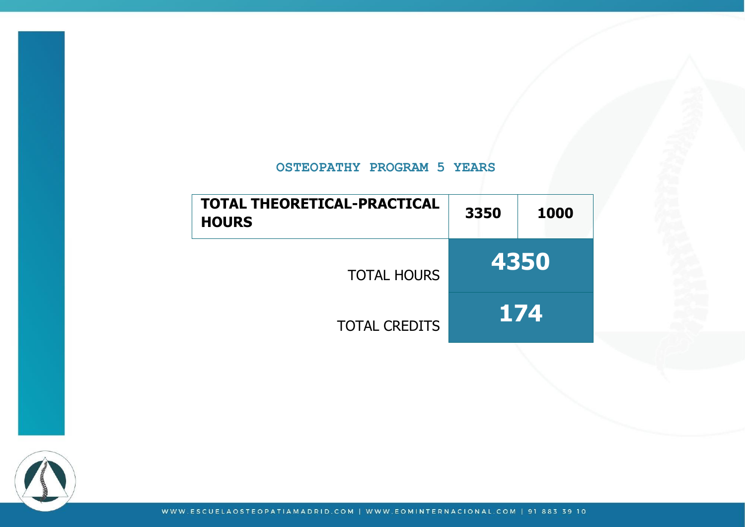## OSTEOPATHY PROGRAM 5 YEARS

| | | |
|---|---|---|
| **TOTAL THEORETICAL-PRACTICAL HOURS** | **3350** | **1000** |
| TOTAL HOURS | **4350** | |
| TOTAL CREDITS | **174** | |